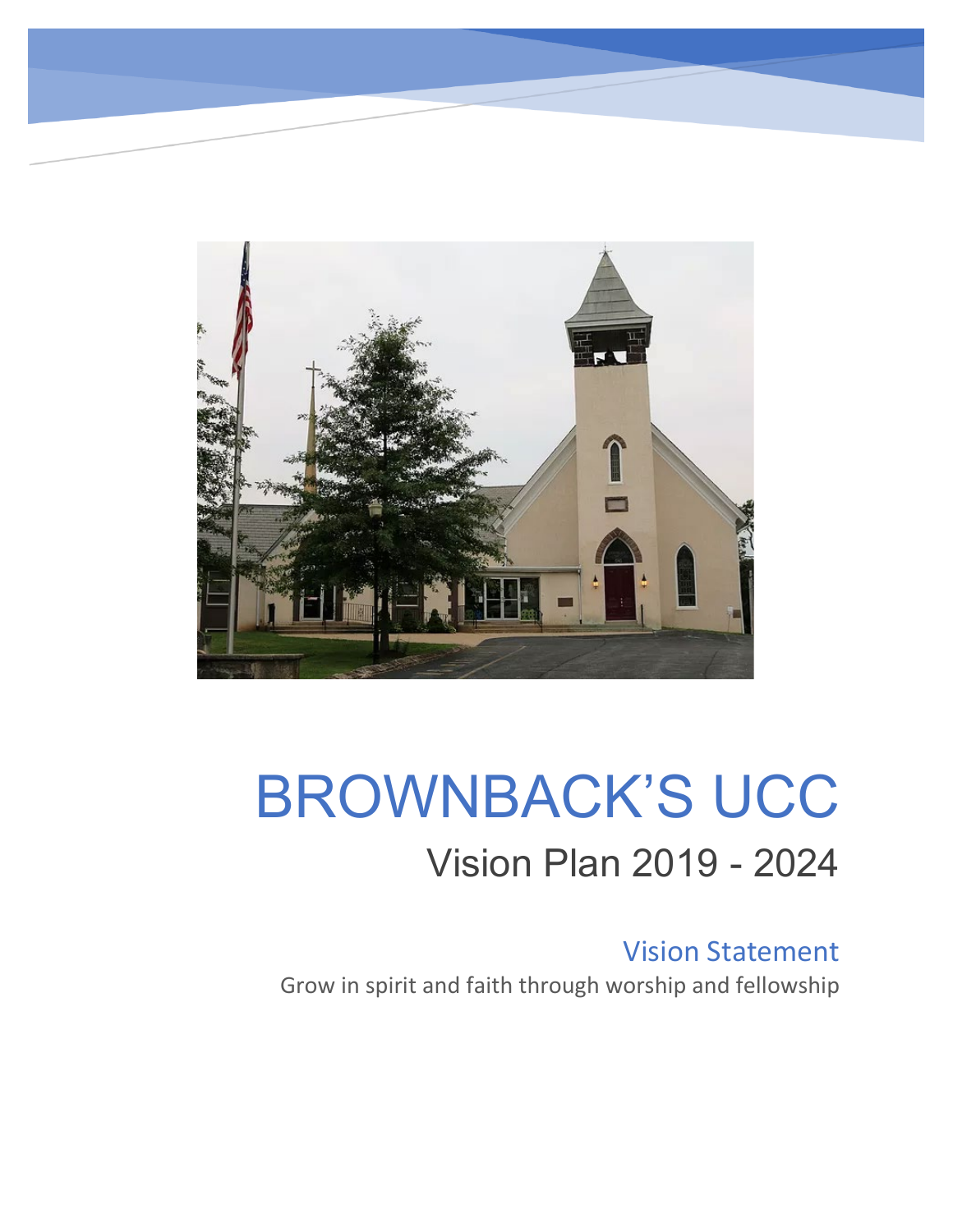# BROWNBACK'S UCC

## Vision Plan 2019 - 2024

### Vision Statement

Grow in spirit and faith through worship and fellowship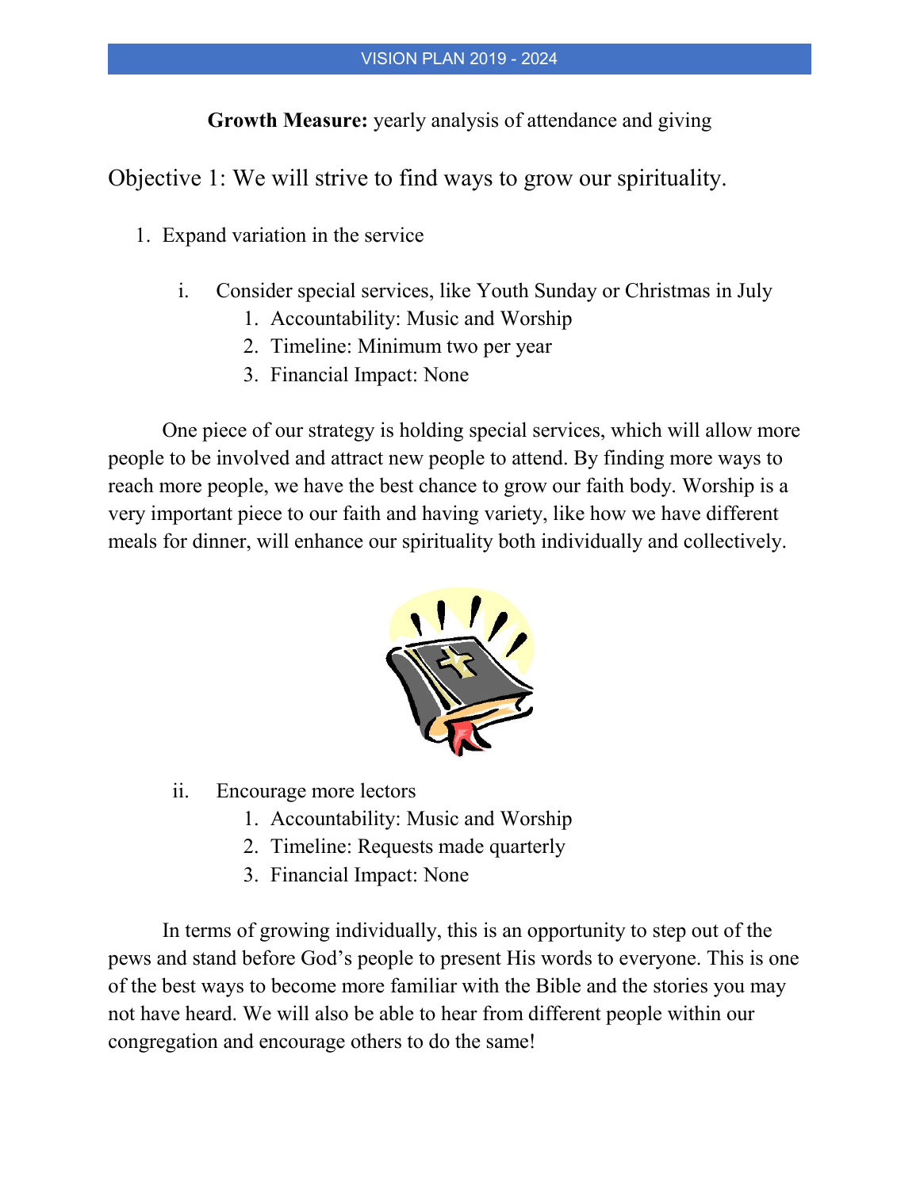**Growth Measure:** yearly analysis of attendance and giving

## Objective 1: We will strive to find ways to grow our spirituality.

1. Expand variation in the service

   i. Consider special services, like Youth Sunday or Christmas in July
      1. Accountability: Music and Worship
      2. Timeline: Minimum two per year
      3. Financial Impact: None

One piece of our strategy is holding special services, which will allow more people to be involved and attract new people to attend. By finding more ways to reach more people, we have the best chance to grow our faith body. Worship is a very important piece to our faith and having variety, like how we have different meals for dinner, will enhance our spirituality both individually and collectively.

   ii. Encourage more lectors
      1. Accountability: Music and Worship
      2. Timeline: Requests made quarterly
      3. Financial Impact: None

In terms of growing individually, this is an opportunity to step out of the pews and stand before God's people to present His words to everyone. This is one of the best ways to become more familiar with the Bible and the stories you may not have heard. We will also be able to hear from different people within our congregation and encourage others to do the same!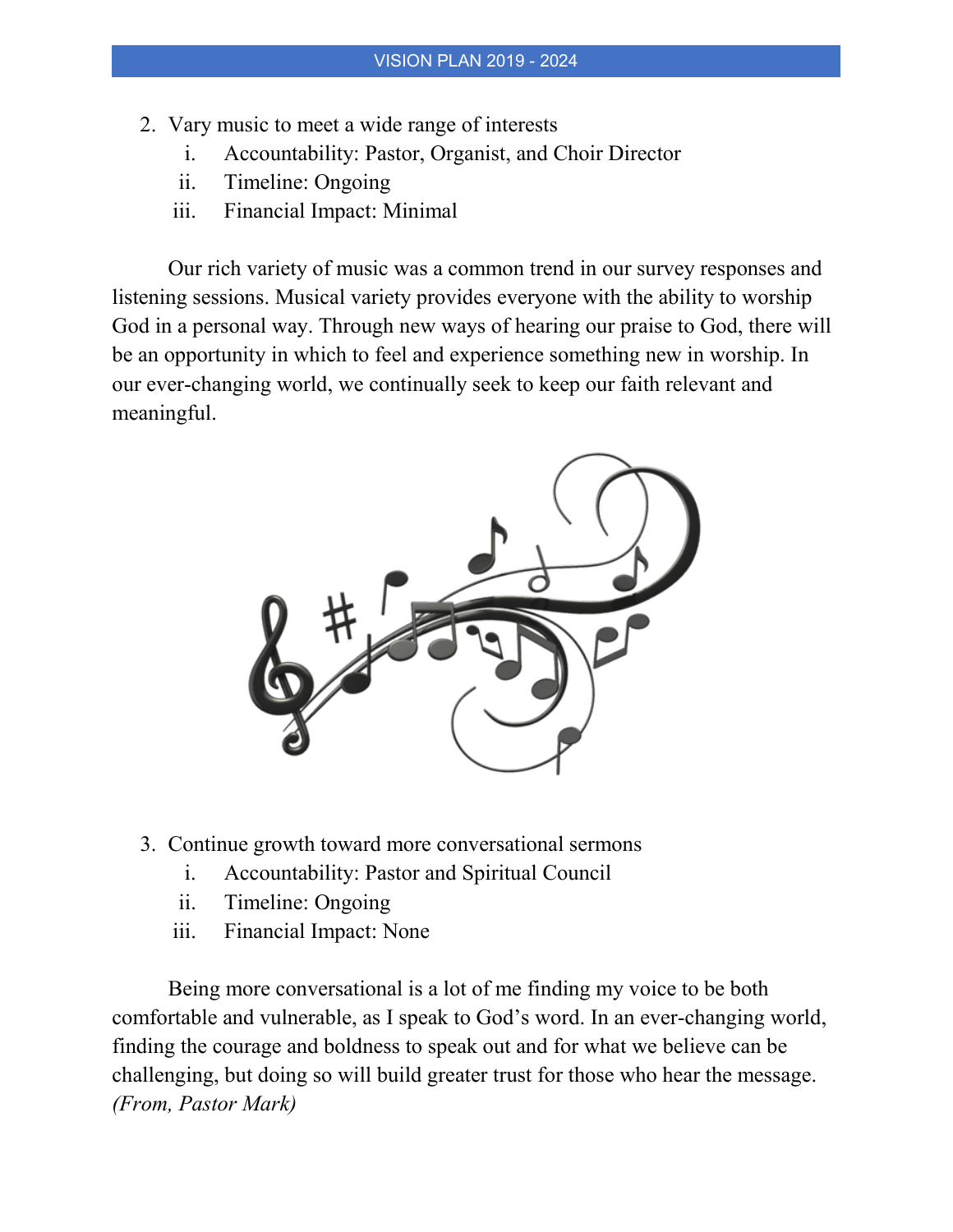2. Vary music to meet a wide range of interests
    i. Accountability: Pastor, Organist, and Choir Director
    ii. Timeline: Ongoing
    iii. Financial Impact: Minimal

Our rich variety of music was a common trend in our survey responses and listening sessions. Musical variety provides everyone with the ability to worship God in a personal way. Through new ways of hearing our praise to God, there will be an opportunity in which to feel and experience something new in worship. In our ever-changing world, we continually seek to keep our faith relevant and meaningful.

3. Continue growth toward more conversational sermons
    i. Accountability: Pastor and Spiritual Council
    ii. Timeline: Ongoing
    iii. Financial Impact: None

Being more conversational is a lot of me finding my voice to be both comfortable and vulnerable, as I speak to God's word. In an ever-changing world, finding the courage and boldness to speak out and for what we believe can be challenging, but doing so will build greater trust for those who hear the message. *(From, Pastor Mark)*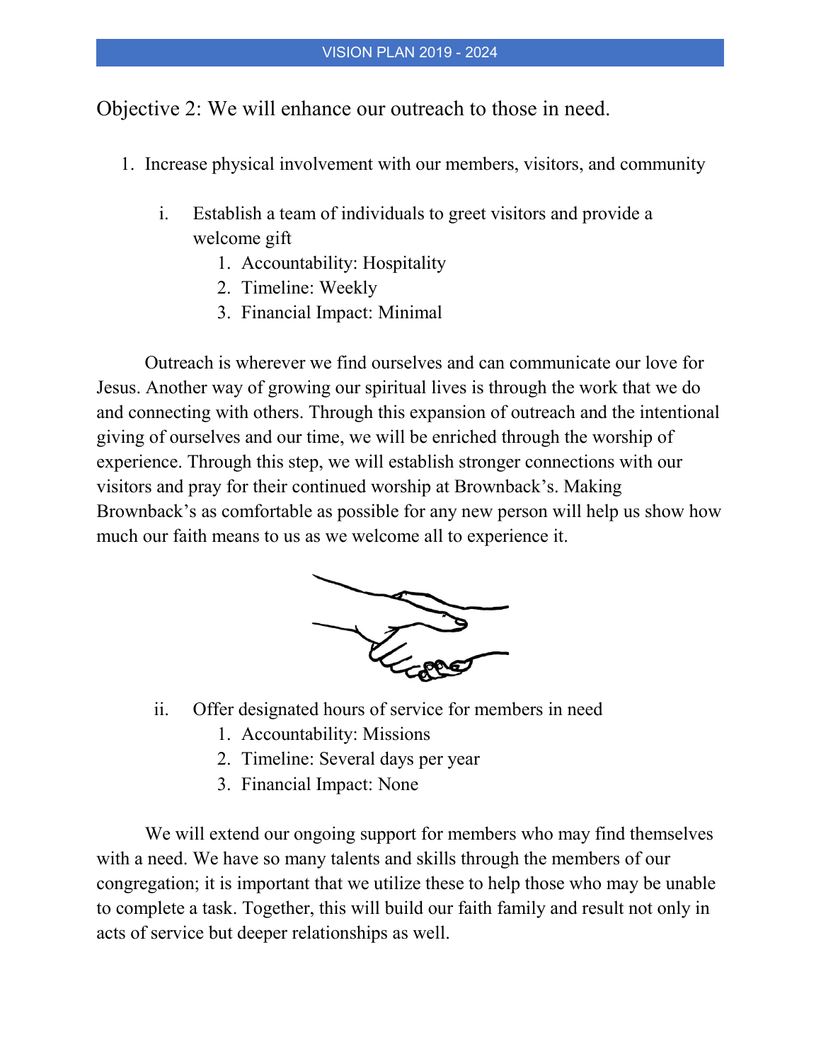## Objective 2: We will enhance our outreach to those in need.

1. Increase physical involvement with our members, visitors, and community

   i. Establish a team of individuals to greet visitors and provide a welcome gift
      1. Accountability: Hospitality
      2. Timeline: Weekly
      3. Financial Impact: Minimal

Outreach is wherever we find ourselves and can communicate our love for Jesus. Another way of growing our spiritual lives is through the work that we do and connecting with others. Through this expansion of outreach and the intentional giving of ourselves and our time, we will be enriched through the worship of experience. Through this step, we will establish stronger connections with our visitors and pray for their continued worship at Brownback's. Making Brownback's as comfortable as possible for any new person will help us show how much our faith means to us as we welcome all to experience it.

   ii. Offer designated hours of service for members in need
      1. Accountability: Missions
      2. Timeline: Several days per year
      3. Financial Impact: None

We will extend our ongoing support for members who may find themselves with a need. We have so many talents and skills through the members of our congregation; it is important that we utilize these to help those who may be unable to complete a task. Together, this will build our faith family and result not only in acts of service but deeper relationships as well.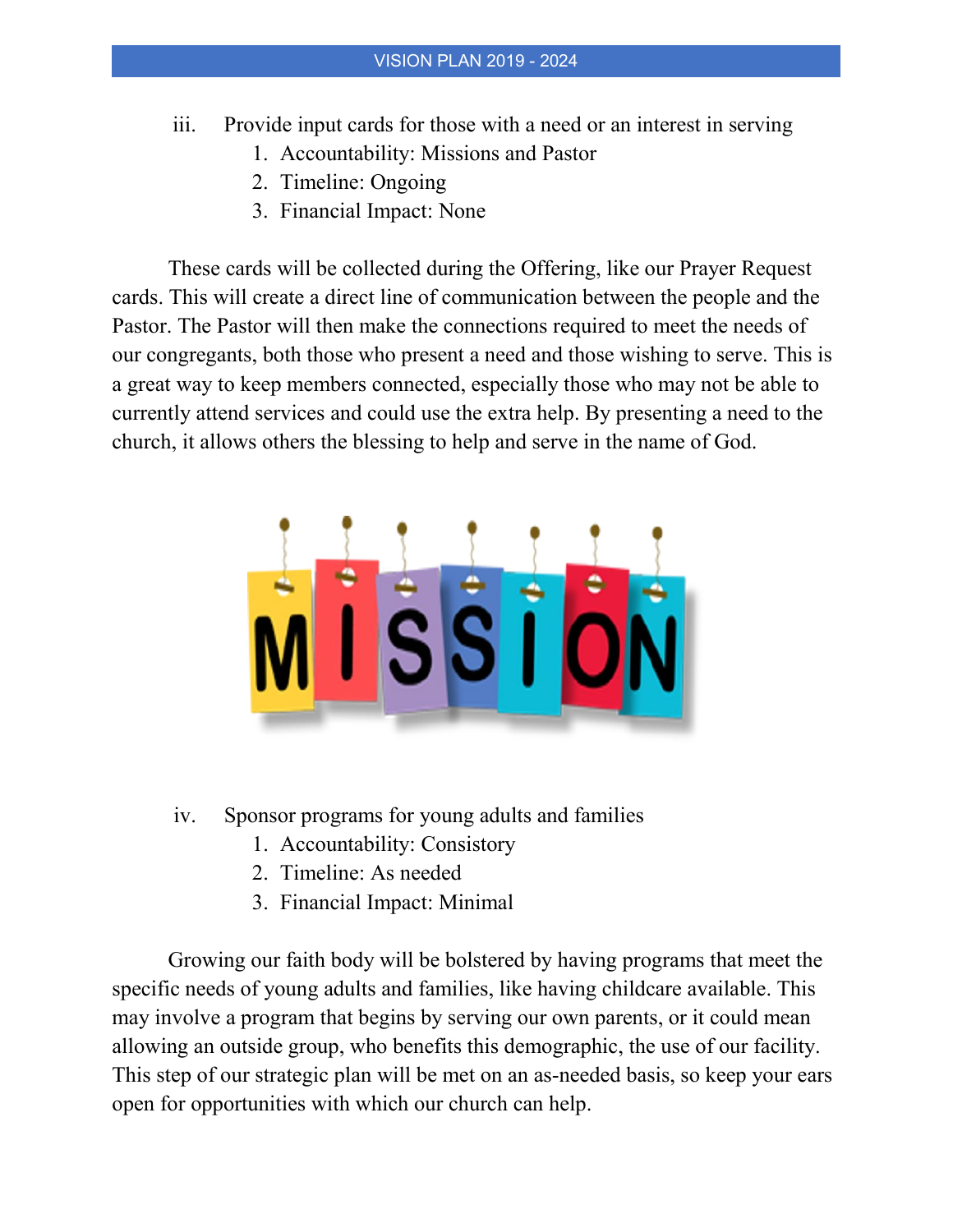iii. Provide input cards for those with a need or an interest in serving
   1. Accountability: Missions and Pastor
   2. Timeline: Ongoing
   3. Financial Impact: None

These cards will be collected during the Offering, like our Prayer Request cards. This will create a direct line of communication between the people and the Pastor. The Pastor will then make the connections required to meet the needs of our congregants, both those who present a need and those wishing to serve. This is a great way to keep members connected, especially those who may not be able to currently attend services and could use the extra help. By presenting a need to the church, it allows others the blessing to help and serve in the name of God.

iv. Sponsor programs for young adults and families
   1. Accountability: Consistory
   2. Timeline: As needed
   3. Financial Impact: Minimal

Growing our faith body will be bolstered by having programs that meet the specific needs of young adults and families, like having childcare available. This may involve a program that begins by serving our own parents, or it could mean allowing an outside group, who benefits this demographic, the use of our facility. This step of our strategic plan will be met on an as-needed basis, so keep your ears open for opportunities with which our church can help.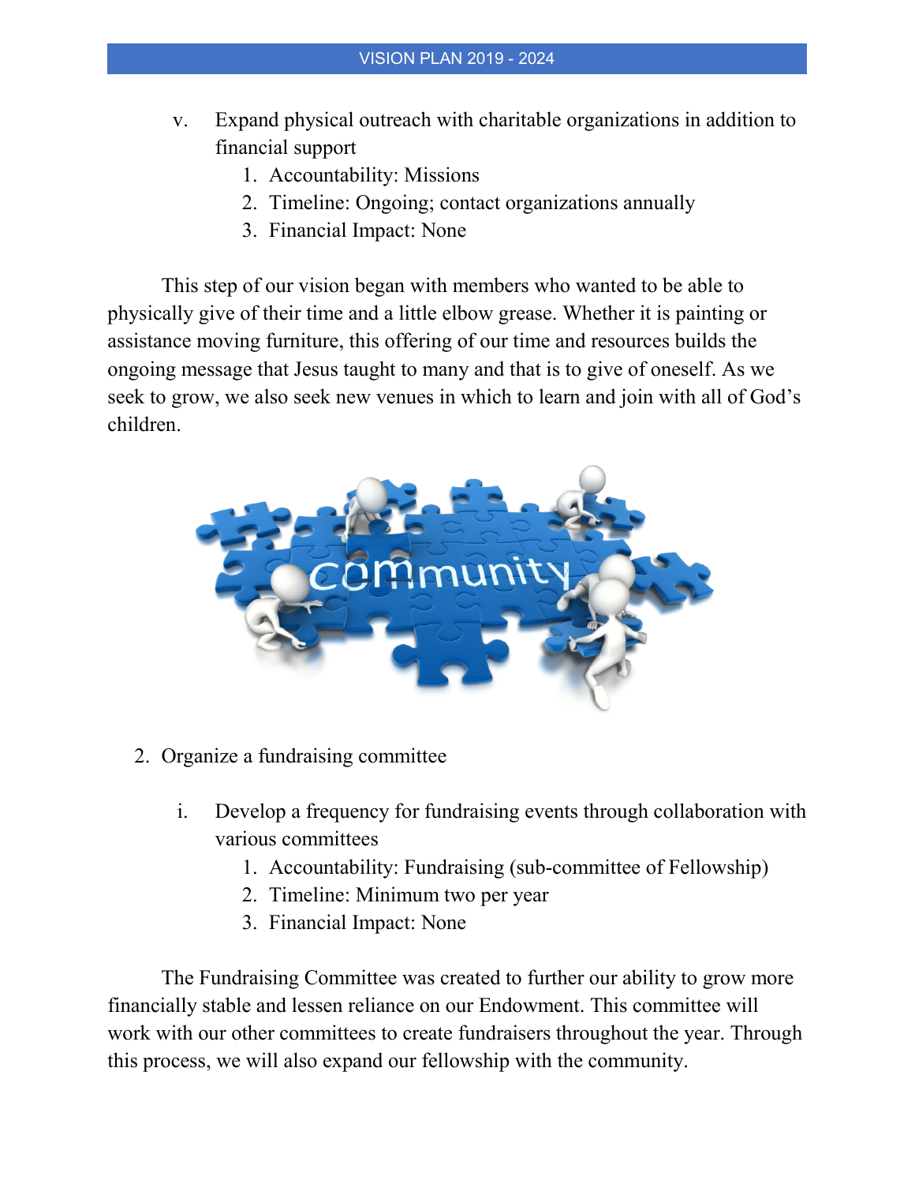v. Expand physical outreach with charitable organizations in addition to financial support
   1. Accountability: Missions
   2. Timeline: Ongoing; contact organizations annually
   3. Financial Impact: None

This step of our vision began with members who wanted to be able to physically give of their time and a little elbow grease. Whether it is painting or assistance moving furniture, this offering of our time and resources builds the ongoing message that Jesus taught to many and that is to give of oneself. As we seek to grow, we also seek new venues in which to learn and join with all of God's children.

2. Organize a fundraising committee

   i. Develop a frequency for fundraising events through collaboration with various committees
      1. Accountability: Fundraising (sub-committee of Fellowship)
      2. Timeline: Minimum two per year
      3. Financial Impact: None

The Fundraising Committee was created to further our ability to grow more financially stable and lessen reliance on our Endowment. This committee will work with our other committees to create fundraisers throughout the year. Through this process, we will also expand our fellowship with the community.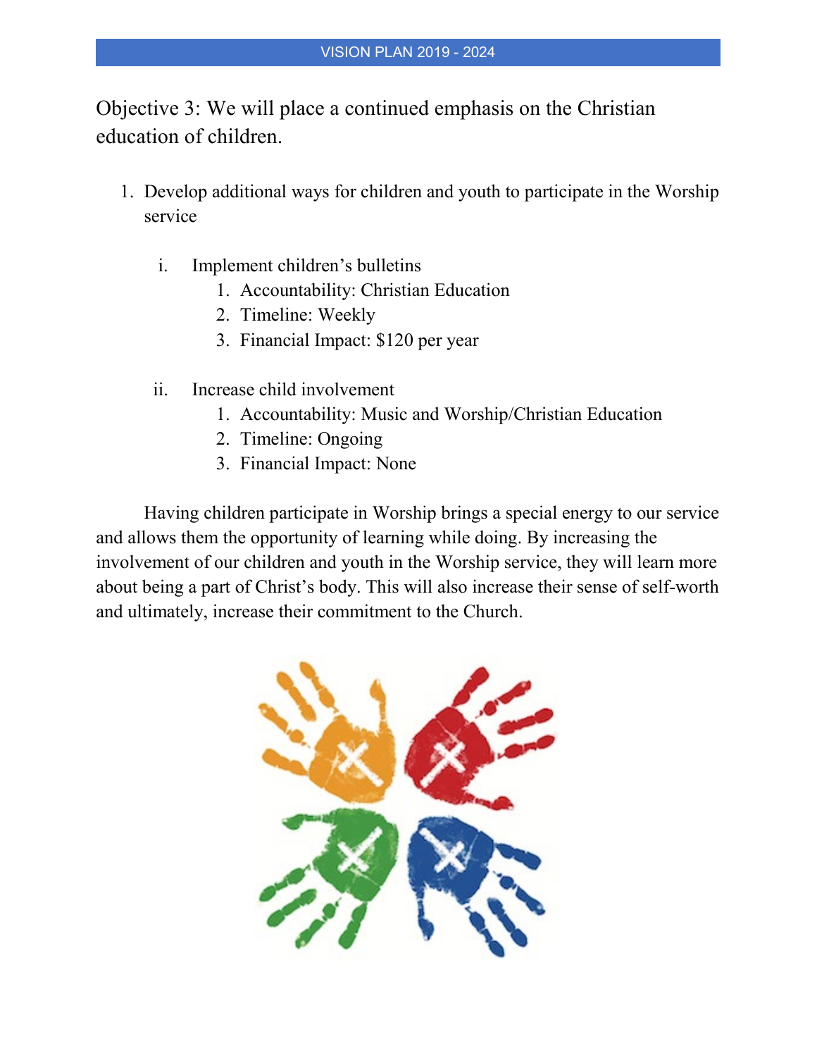## Objective 3: We will place a continued emphasis on the Christian education of children.

1. Develop additional ways for children and youth to participate in the Worship service

   i. Implement children's bulletins
      1. Accountability: Christian Education
      2. Timeline: Weekly
      3. Financial Impact: $120 per year

   ii. Increase child involvement
      1. Accountability: Music and Worship/Christian Education
      2. Timeline: Ongoing
      3. Financial Impact: None

Having children participate in Worship brings a special energy to our service and allows them the opportunity of learning while doing. By increasing the involvement of our children and youth in the Worship service, they will learn more about being a part of Christ's body. This will also increase their sense of self-worth and ultimately, increase their commitment to the Church.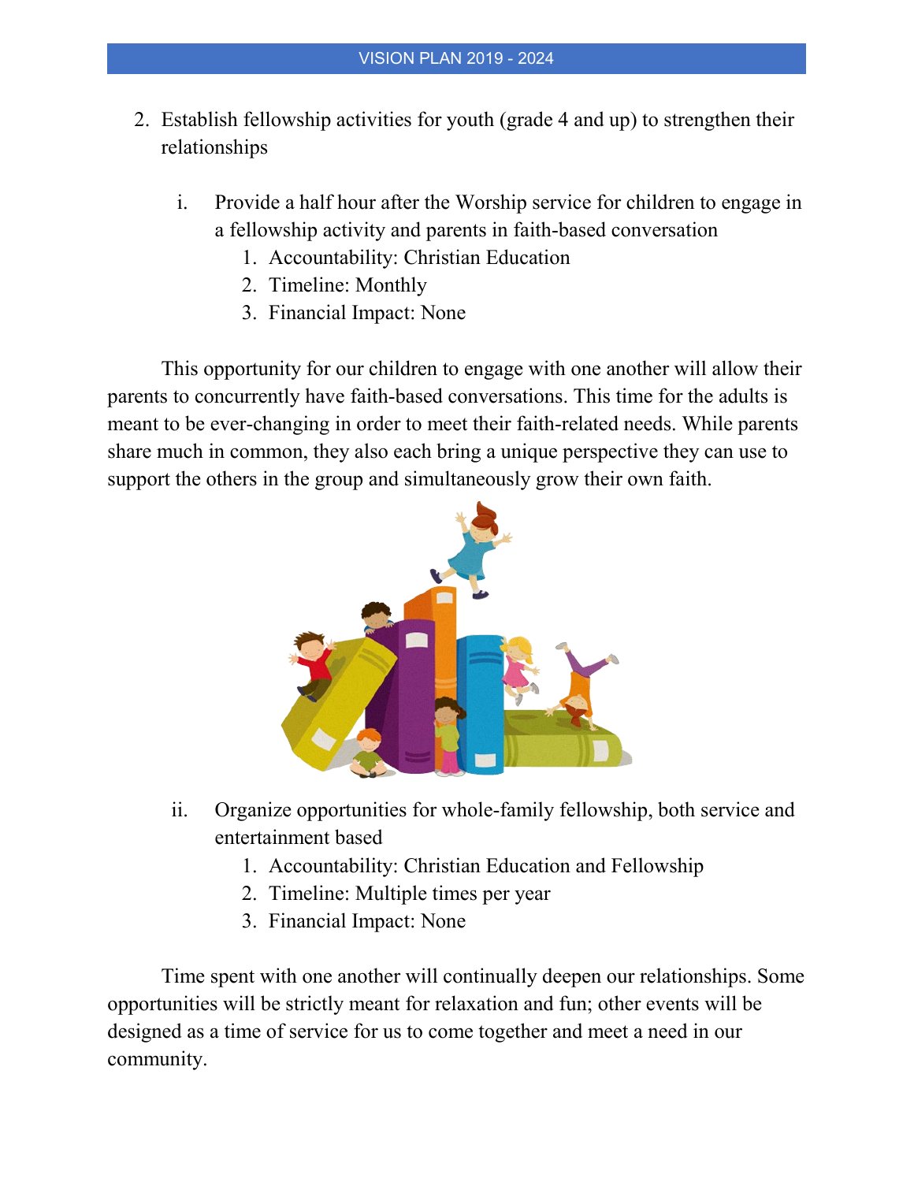2. Establish fellowship activities for youth (grade 4 and up) to strengthen their relationships

    i. Provide a half hour after the Worship service for children to engage in a fellowship activity and parents in faith-based conversation
        1. Accountability: Christian Education
        2. Timeline: Monthly
        3. Financial Impact: None

This opportunity for our children to engage with one another will allow their parents to concurrently have faith-based conversations. This time for the adults is meant to be ever-changing in order to meet their faith-related needs. While parents share much in common, they also each bring a unique perspective they can use to support the others in the group and simultaneously grow their own faith.

    ii. Organize opportunities for whole-family fellowship, both service and entertainment based
        1. Accountability: Christian Education and Fellowship
        2. Timeline: Multiple times per year
        3. Financial Impact: None

Time spent with one another will continually deepen our relationships. Some opportunities will be strictly meant for relaxation and fun; other events will be designed as a time of service for us to come together and meet a need in our community.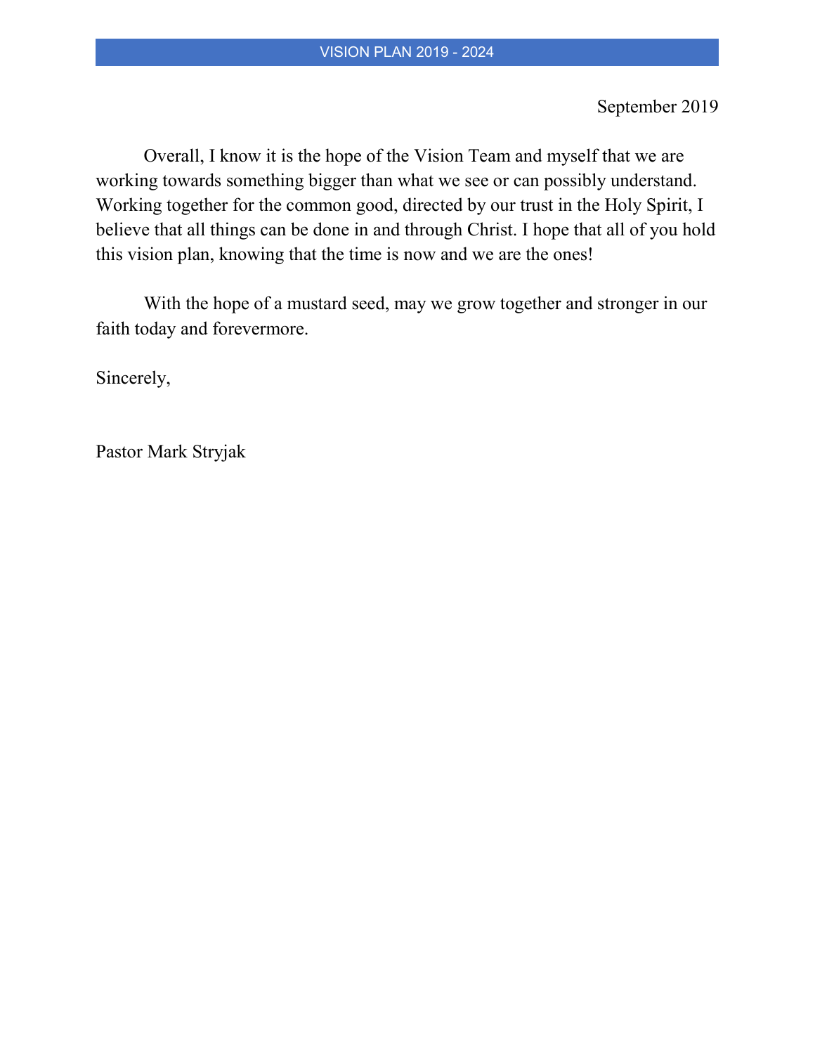September 2019

Overall, I know it is the hope of the Vision Team and myself that we are working towards something bigger than what we see or can possibly understand. Working together for the common good, directed by our trust in the Holy Spirit, I believe that all things can be done in and through Christ. I hope that all of you hold this vision plan, knowing that the time is now and we are the ones!

With the hope of a mustard seed, may we grow together and stronger in our faith today and forevermore.

Sincerely,

Pastor Mark Stryjak